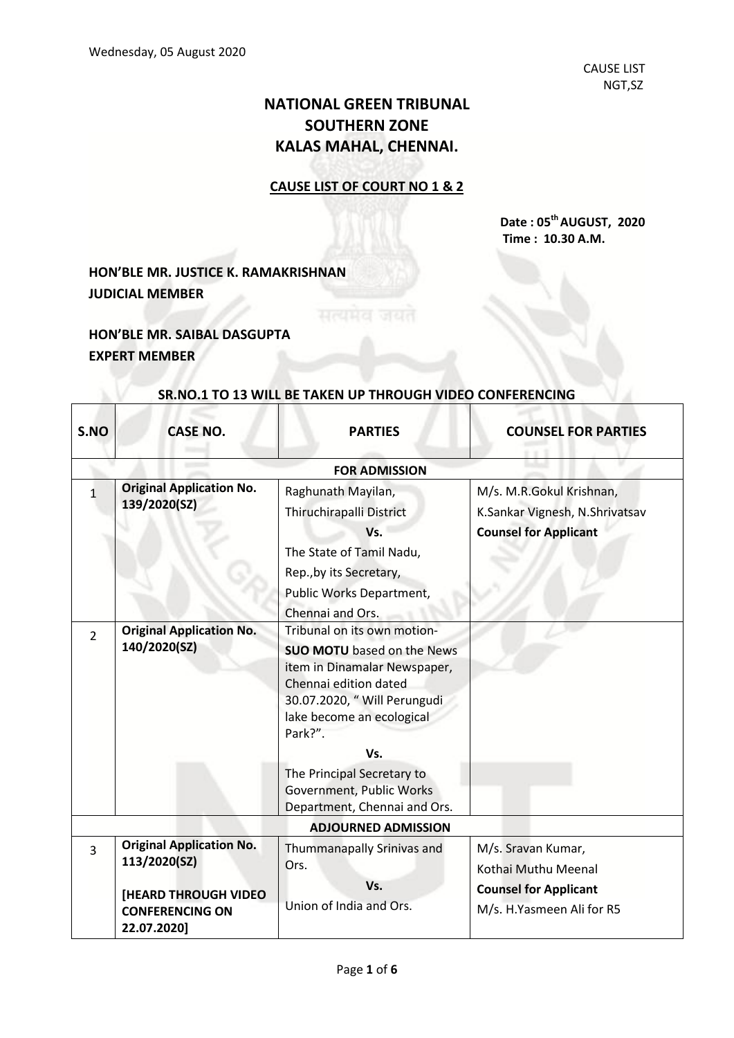Wednesday, 05 August 2020

CAUSE LIST
NGT,SZ

# NATIONAL GREEN TRIBUNAL
# SOUTHERN ZONE
# KALAS MAHAL, CHENNAI.

## CAUSE LIST OF COURT NO 1 & 2

**Date : 05th AUGUST, 2020**
**Time : 10.30 A.M.**

**HON'BLE MR. JUSTICE K. RAMAKRISHNAN**
**JUDICIAL MEMBER**

**HON'BLE MR. SAIBAL DASGUPTA**
**EXPERT MEMBER**

**SR.NO.1 TO 13 WILL BE TAKEN UP THROUGH VIDEO CONFERENCING**

| S.NO | CASE NO. | PARTIES | COUNSEL FOR PARTIES |
|---|---|---|---|
| | | **FOR ADMISSION** | |
| 1 | **Original Application No. 139/2020(SZ)** | Raghunath Mayilan, Thiruchirapalli District **Vs.** The State of Tamil Nadu, Rep.,by its Secretary, Public Works Department, Chennai and Ors. | M/s. M.R.Gokul Krishnan, K.Sankar Vignesh, N.Shrivatsav **Counsel for Applicant** |
| 2 | **Original Application No. 140/2020(SZ)** | Tribunal on its own motion- **SUO MOTU** based on the News item in Dinamalar Newspaper, Chennai edition dated 30.07.2020, " Will Perungudi lake become an ecological Park?". **Vs.** The Principal Secretary to Government, Public Works Department, Chennai and Ors. | |
| | | **ADJOURNED ADMISSION** | |
| 3 | **Original Application No. 113/2020(SZ)** **[HEARD THROUGH VIDEO CONFERENCING ON 22.07.2020]** | Thummanapally Srinivas and Ors. **Vs.** Union of India and Ors. | M/s. Sravan Kumar, Kothai Muthu Meenal **Counsel for Applicant** M/s. H.Yasmeen Ali for R5 |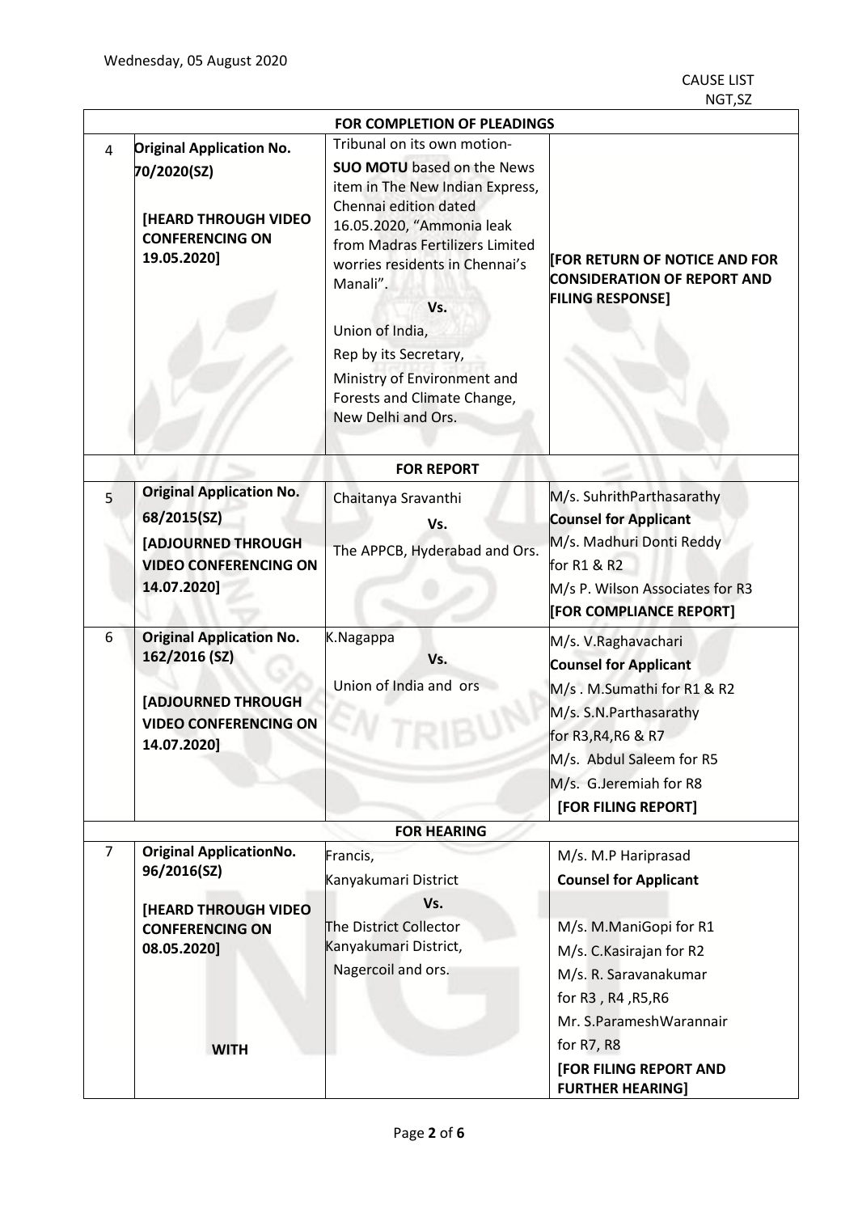Wednesday, 05 August 2020

CAUSE LIST
NGT,SZ

| | | | |
|---|---|---|---|
| | | **FOR COMPLETION OF PLEADINGS** | |
| 4 | **Original Application No. 70/2020(SZ)** <br><br> **[HEARD THROUGH VIDEO CONFERENCING ON 19.05.2020]** | Tribunal on its own motion- **SUO MOTU** based on the News item in The New Indian Express, Chennai edition dated 16.05.2020, "Ammonia leak from Madras Fertilizers Limited worries residents in Chennai's Manali". <br> Vs. <br> Union of India, <br> Rep by its Secretary, <br> Ministry of Environment and Forests and Climate Change, New Delhi and Ors. | **[FOR RETURN OF NOTICE AND FOR CONSIDERATION OF REPORT AND FILING RESPONSE]** |
| | | **FOR REPORT** | |
| 5 | **Original Application No. 68/2015(SZ)** <br> **[ADJOURNED THROUGH VIDEO CONFERENCING ON 14.07.2020]** | Chaitanya Sravanthi <br> Vs. <br> The APPCB, Hyderabad and Ors. | M/s. SuhrithParthasarathy <br> **Counsel for Applicant** <br> M/s. Madhuri Donti Reddy for R1 & R2 <br> M/s P. Wilson Associates for R3 <br> **[FOR COMPLIANCE REPORT]** |
| 6 | **Original Application No. 162/2016 (SZ)** <br><br> **[ADJOURNED THROUGH VIDEO CONFERENCING ON 14.07.2020]** | K.Nagappa <br> Vs. <br> Union of India and ors | M/s. V.Raghavachari <br> **Counsel for Applicant** <br> M/s . M.Sumathi for R1 & R2 <br> M/s. S.N.Parthasarathy for R3,R4,R6 & R7 <br> M/s. Abdul Saleem for R5 <br> M/s. G.Jeremiah for R8 <br> **[FOR FILING REPORT]** |
| | | **FOR HEARING** | |
| 7 | **Original ApplicationNo. 96/2016(SZ)** <br><br> **[HEARD THROUGH VIDEO CONFERENCING ON 08.05.2020]** <br><br> **WITH** | Francis, <br> Kanyakumari District <br> Vs. <br> The District Collector <br> Kanyakumari District, <br> Nagercoil and ors. | M/s. M.P Hariprasad <br> **Counsel for Applicant** <br><br> M/s. M.ManiGopi for R1 <br> M/s. C.Kasirajan for R2 <br> M/s. R. Saravanakumar for R3 , R4 ,R5,R6 <br> Mr. S.ParameshWarannair for R7, R8 <br> **[FOR FILING REPORT AND FURTHER HEARING]** |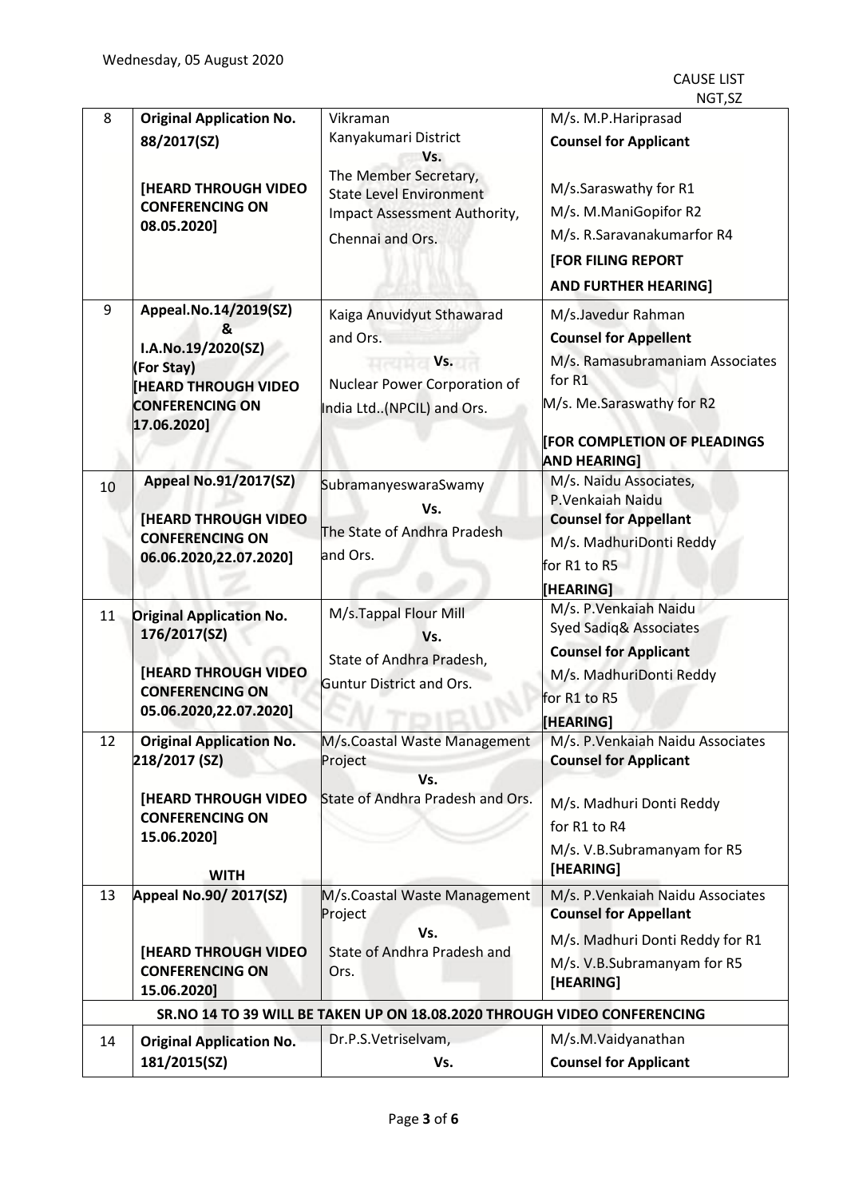Wednesday, 05 August 2020

CAUSE LIST
NGT,SZ

| | | | |
|---|---|---|---|
| 8 | **Original Application No. 88/2017(SZ)**<br><br>**[HEARD THROUGH VIDEO CONFERENCING ON 08.05.2020]** | Vikraman<br>Kanyakumari District<br>**Vs.**<br>The Member Secretary, State Level Environment Impact Assessment Authority, Chennai and Ors. | M/s. M.P.Hariprasad<br>**Counsel for Applicant**<br><br>M/s.Saraswathy for R1<br>M/s. M.ManiGopifor R2<br>M/s. R.Saravanakumarfor R4<br>**[FOR FILING REPORT AND FURTHER HEARING]** |
| 9 | **Appeal.No.14/2019(SZ) & I.A.No.19/2020(SZ) (For Stay) [HEARD THROUGH VIDEO CONFERENCING ON 17.06.2020]** | Kaiga Anuvidyut Sthawarad and Ors.<br>**Vs.**<br>Nuclear Power Corporation of India Ltd..(NPCIL) and Ors. | M/s.Javedur Rahman<br>**Counsel for Appellent**<br>M/s. Ramasubramaniam Associates for R1<br>M/s. Me.Saraswathy for R2<br><br>**[FOR COMPLETION OF PLEADINGS AND HEARING]** |
| 10 | **Appeal No.91/2017(SZ)**<br><br>**[HEARD THROUGH VIDEO CONFERENCING ON 06.06.2020,22.07.2020]** | SubramanyeswaraSwamy<br>**Vs.**<br>The State of Andhra Pradesh and Ors. | M/s. Naidu Associates, P.Venkaiah Naidu<br>**Counsel for Appellant**<br>M/s. MadhuriDonti Reddy for R1 to R5<br>**[HEARING]** |
| 11 | **Original Application No. 176/2017(SZ)**<br><br>**[HEARD THROUGH VIDEO CONFERENCING ON 05.06.2020,22.07.2020]** | M/s.Tappal Flour Mill<br>**Vs.**<br>State of Andhra Pradesh, Guntur District and Ors. | M/s. P.Venkaiah Naidu<br>Syed Sadiq& Associates<br>**Counsel for Applicant**<br>M/s. MadhuriDonti Reddy for R1 to R5<br>**[HEARING]** |
| 12 | **Original Application No. 218/2017 (SZ)**<br><br>**[HEARD THROUGH VIDEO CONFERENCING ON 15.06.2020]**<br><br>**WITH** | M/s.Coastal Waste Management Project<br>**Vs.**<br>State of Andhra Pradesh and Ors. | M/s. P.Venkaiah Naidu Associates<br>**Counsel for Applicant**<br><br>M/s. Madhuri Donti Reddy for R1 to R4<br>M/s. V.B.Subramanyam for R5<br>**[HEARING]** |
| 13 | **Appeal No.90/ 2017(SZ)**<br><br>**[HEARD THROUGH VIDEO CONFERENCING ON 15.06.2020]** | M/s.Coastal Waste Management Project<br>**Vs.**<br>State of Andhra Pradesh and Ors. | M/s. P.Venkaiah Naidu Associates<br>**Counsel for Appellant**<br>M/s. Madhuri Donti Reddy for R1<br>M/s. V.B.Subramanyam for R5<br>**[HEARING]** |
| | **SR.NO 14 TO 39 WILL BE TAKEN UP ON 18.08.2020 THROUGH VIDEO CONFERENCING** | | |
| 14 | **Original Application No. 181/2015(SZ)** | Dr.P.S.Vetriselvam,<br>**Vs.** | M/s.M.Vaidyanathan<br>**Counsel for Applicant** |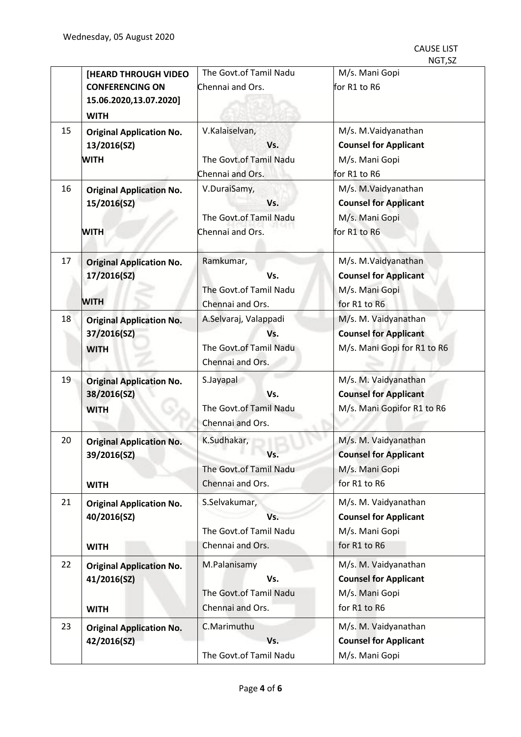| | | | |
|---|---|---|---|
| | **[HEARD THROUGH VIDEO CONFERENCING ON 15.06.2020,13.07.2020]** **WITH** | The Govt.of Tamil Nadu Chennai and Ors. | M/s. Mani Gopi for R1 to R6 |
| 15 | **Original Application No. 13/2016(SZ)** **WITH** | V.Kalaiselvan, **Vs.** The Govt.of Tamil Nadu Chennai and Ors. | M/s. M.Vaidyanathan **Counsel for Applicant** M/s. Mani Gopi for R1 to R6 |
| 16 | **Original Application No. 15/2016(SZ)** **WITH** | V.DuraiSamy, **Vs.** The Govt.of Tamil Nadu Chennai and Ors. | M/s. M.Vaidyanathan **Counsel for Applicant** M/s. Mani Gopi for R1 to R6 |
| 17 | **Original Application No. 17/2016(SZ)** **WITH** | Ramkumar, **Vs.** The Govt.of Tamil Nadu Chennai and Ors. | M/s. M.Vaidyanathan **Counsel for Applicant** M/s. Mani Gopi for R1 to R6 |
| 18 | **Original Application No. 37/2016(SZ)** **WITH** | A.Selvaraj, Valappadi **Vs.** The Govt.of Tamil Nadu Chennai and Ors. | M/s. M. Vaidyanathan **Counsel for Applicant** M/s. Mani Gopi for R1 to R6 |
| 19 | **Original Application No. 38/2016(SZ)** **WITH** | S.Jayapal **Vs.** The Govt.of Tamil Nadu Chennai and Ors. | M/s. M. Vaidyanathan **Counsel for Applicant** M/s. Mani Gopifor R1 to R6 |
| 20 | **Original Application No. 39/2016(SZ)** **WITH** | K.Sudhakar, **Vs.** The Govt.of Tamil Nadu Chennai and Ors. | M/s. M. Vaidyanathan **Counsel for Applicant** M/s. Mani Gopi for R1 to R6 |
| 21 | **Original Application No. 40/2016(SZ)** **WITH** | S.Selvakumar, **Vs.** The Govt.of Tamil Nadu Chennai and Ors. | M/s. M. Vaidyanathan **Counsel for Applicant** M/s. Mani Gopi for R1 to R6 |
| 22 | **Original Application No. 41/2016(SZ)** **WITH** | M.Palanisamy **Vs.** The Govt.of Tamil Nadu Chennai and Ors. | M/s. M. Vaidyanathan **Counsel for Applicant** M/s. Mani Gopi for R1 to R6 |
| 23 | **Original Application No. 42/2016(SZ)** | C.Marimuthu **Vs.** The Govt.of Tamil Nadu | M/s. M. Vaidyanathan **Counsel for Applicant** M/s. Mani Gopi |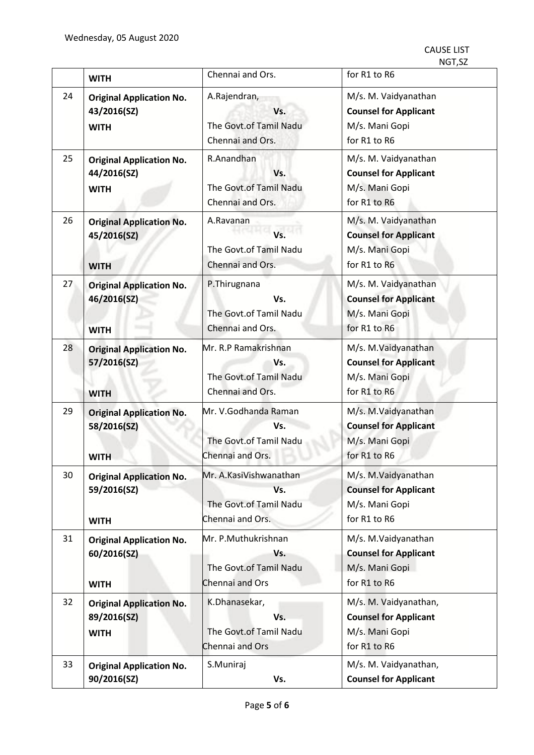Wednesday, 05 August 2020

CAUSE LIST
NGT,SZ

| | | | |
|---|---|---|---|
| | **WITH** | Chennai and Ors. | for R1 to R6 |
| 24 | **Original Application No. 43/2016(SZ)**<br>**WITH** | A.Rajendran,<br>**Vs.**<br>The Govt.of Tamil Nadu Chennai and Ors. | M/s. M. Vaidyanathan<br>**Counsel for Applicant**<br>M/s. Mani Gopi<br>for R1 to R6 |
| 25 | **Original Application No. 44/2016(SZ)**<br>**WITH** | R.Anandhan<br>**Vs.**<br>The Govt.of Tamil Nadu Chennai and Ors. | M/s. M. Vaidyanathan<br>**Counsel for Applicant**<br>M/s. Mani Gopi<br>for R1 to R6 |
| 26 | **Original Application No. 45/2016(SZ)**<br>**WITH** | A.Ravanan<br>**Vs.**<br>The Govt.of Tamil Nadu Chennai and Ors. | M/s. M. Vaidyanathan<br>**Counsel for Applicant**<br>M/s. Mani Gopi<br>for R1 to R6 |
| 27 | **Original Application No. 46/2016(SZ)**<br>**WITH** | P.Thirugnana<br>**Vs.**<br>The Govt.of Tamil Nadu Chennai and Ors. | M/s. M. Vaidyanathan<br>**Counsel for Applicant**<br>M/s. Mani Gopi<br>for R1 to R6 |
| 28 | **Original Application No. 57/2016(SZ)**<br>**WITH** | Mr. R.P Ramakrishnan<br>**Vs.**<br>The Govt.of Tamil Nadu Chennai and Ors. | M/s. M.Vaidyanathan<br>**Counsel for Applicant**<br>M/s. Mani Gopi<br>for R1 to R6 |
| 29 | **Original Application No. 58/2016(SZ)**<br>**WITH** | Mr. V.Godhanda Raman<br>**Vs.**<br>The Govt.of Tamil Nadu Chennai and Ors. | M/s. M.Vaidyanathan<br>**Counsel for Applicant**<br>M/s. Mani Gopi<br>for R1 to R6 |
| 30 | **Original Application No. 59/2016(SZ)**<br>**WITH** | Mr. A.KasiVishwanathan<br>**Vs.**<br>The Govt.of Tamil Nadu Chennai and Ors. | M/s. M.Vaidyanathan<br>**Counsel for Applicant**<br>M/s. Mani Gopi<br>for R1 to R6 |
| 31 | **Original Application No. 60/2016(SZ)**<br>**WITH** | Mr. P.Muthukrishnan<br>**Vs.**<br>The Govt.of Tamil Nadu Chennai and Ors | M/s. M.Vaidyanathan<br>**Counsel for Applicant**<br>M/s. Mani Gopi<br>for R1 to R6 |
| 32 | **Original Application No. 89/2016(SZ)**<br>**WITH** | K.Dhanasekar,<br>**Vs.**<br>The Govt.of Tamil Nadu Chennai and Ors | M/s. M. Vaidyanathan,<br>**Counsel for Applicant**<br>M/s. Mani Gopi<br>for R1 to R6 |
| 33 | **Original Application No. 90/2016(SZ)** | S.Muniraj<br>**Vs.** | M/s. M. Vaidyanathan,<br>**Counsel for Applicant** |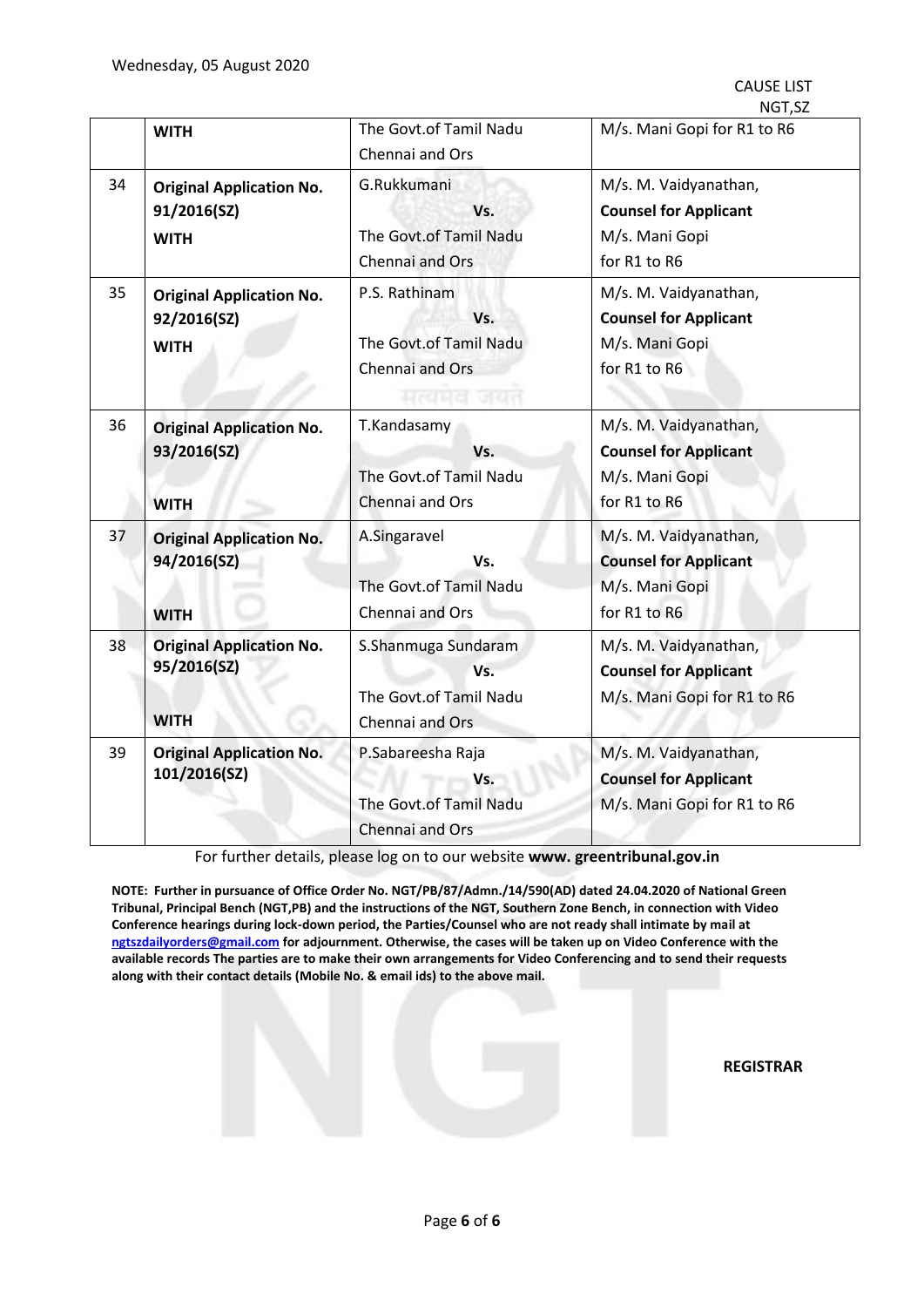Wednesday, 05 August 2020

CAUSE LIST
NGT,SZ

| | | | |
|---|---|---|---|
| | **WITH** | The Govt.of Tamil Nadu Chennai and Ors | M/s. Mani Gopi for R1 to R6 |
| 34 | **Original Application No. 91/2016(SZ)** **WITH** | G.Rukkumani **Vs.** The Govt.of Tamil Nadu Chennai and Ors | M/s. M. Vaidyanathan, **Counsel for Applicant** M/s. Mani Gopi for R1 to R6 |
| 35 | **Original Application No. 92/2016(SZ)** **WITH** | P.S. Rathinam **Vs.** The Govt.of Tamil Nadu Chennai and Ors | M/s. M. Vaidyanathan, **Counsel for Applicant** M/s. Mani Gopi for R1 to R6 |
| 36 | **Original Application No. 93/2016(SZ)** **WITH** | T.Kandasamy **Vs.** The Govt.of Tamil Nadu Chennai and Ors | M/s. M. Vaidyanathan, **Counsel for Applicant** M/s. Mani Gopi for R1 to R6 |
| 37 | **Original Application No. 94/2016(SZ)** **WITH** | A.Singaravel **Vs.** The Govt.of Tamil Nadu Chennai and Ors | M/s. M. Vaidyanathan, **Counsel for Applicant** M/s. Mani Gopi for R1 to R6 |
| 38 | **Original Application No. 95/2016(SZ)** **WITH** | S.Shanmuga Sundaram **Vs.** The Govt.of Tamil Nadu Chennai and Ors | M/s. M. Vaidyanathan, **Counsel for Applicant** M/s. Mani Gopi for R1 to R6 |
| 39 | **Original Application No. 101/2016(SZ)** | P.Sabareesha Raja **Vs.** The Govt.of Tamil Nadu Chennai and Ors | M/s. M. Vaidyanathan, **Counsel for Applicant** M/s. Mani Gopi for R1 to R6 |

For further details, please log on to our website **www. greentribunal.gov.in**

**NOTE: Further in pursuance of Office Order No. NGT/PB/87/Admn./14/590(AD) dated 24.04.2020 of National Green Tribunal, Principal Bench (NGT,PB) and the instructions of the NGT, Southern Zone Bench, in connection with Video Conference hearings during lock-down period, the Parties/Counsel who are not ready shall intimate by mail at ngtszdailyorders@gmail.com for adjournment. Otherwise, the cases will be taken up on Video Conference with the available records The parties are to make their own arrangements for Video Conferencing and to send their requests along with their contact details (Mobile No. & email ids) to the above mail.**

**REGISTRAR**